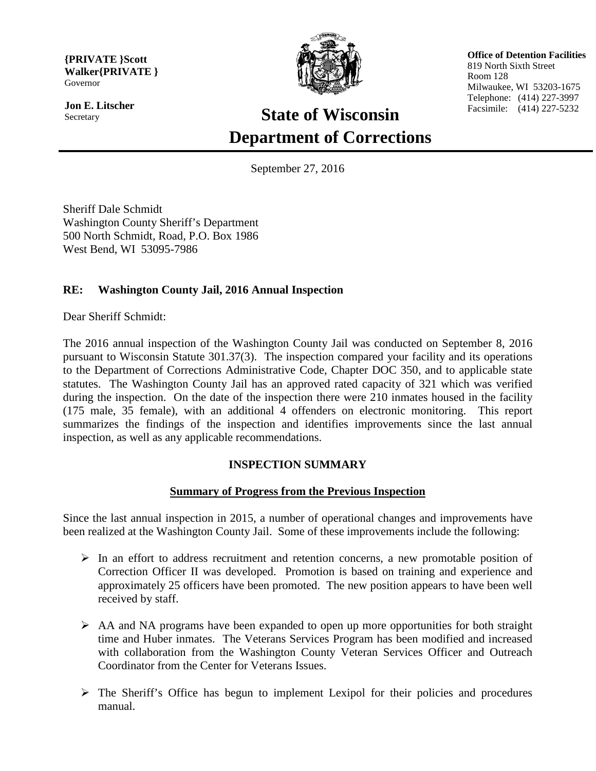**{PRIVATE }Scott Walker{PRIVATE }**
Governor

**Jon E. Litscher**
Secretary

# State of Wisconsin Department of Corrections

**Office of Detention Facilities**
819 North Sixth Street
Room 128
Milwaukee, WI 53203-1675
Telephone: (414) 227-3997
Facsimile: (414) 227-5232

---

September 27, 2016

Sheriff Dale Schmidt
Washington County Sheriff's Department
500 North Schmidt, Road, P.O. Box 1986
West Bend, WI 53095-7986

**RE: Washington County Jail, 2016 Annual Inspection**

Dear Sheriff Schmidt:

The 2016 annual inspection of the Washington County Jail was conducted on September 8, 2016 pursuant to Wisconsin Statute 301.37(3). The inspection compared your facility and its operations to the Department of Corrections Administrative Code, Chapter DOC 350, and to applicable state statutes. The Washington County Jail has an approved rated capacity of 321 which was verified during the inspection. On the date of the inspection there were 210 inmates housed in the facility (175 male, 35 female), with an additional 4 offenders on electronic monitoring. This report summarizes the findings of the inspection and identifies improvements since the last annual inspection, as well as any applicable recommendations.

## INSPECTION SUMMARY

### Summary of Progress from the Previous Inspection

Since the last annual inspection in 2015, a number of operational changes and improvements have been realized at the Washington County Jail. Some of these improvements include the following:

- In an effort to address recruitment and retention concerns, a new promotable position of Correction Officer II was developed. Promotion is based on training and experience and approximately 25 officers have been promoted. The new position appears to have been well received by staff.
- AA and NA programs have been expanded to open up more opportunities for both straight time and Huber inmates. The Veterans Services Program has been modified and increased with collaboration from the Washington County Veteran Services Officer and Outreach Coordinator from the Center for Veterans Issues.
- The Sheriff's Office has begun to implement Lexipol for their policies and procedures manual.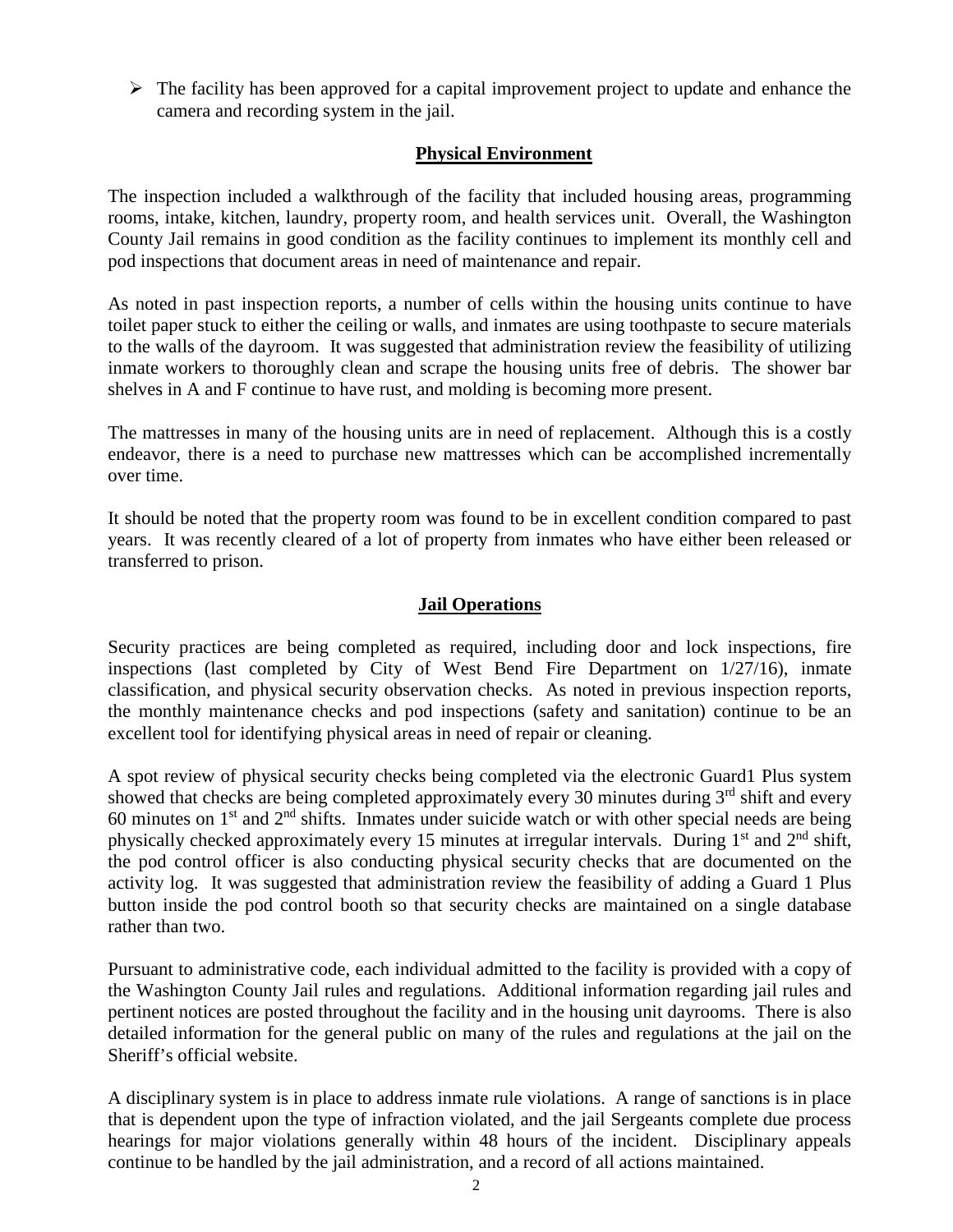- The facility has been approved for a capital improvement project to update and enhance the camera and recording system in the jail.

## Physical Environment

The inspection included a walkthrough of the facility that included housing areas, programming rooms, intake, kitchen, laundry, property room, and health services unit. Overall, the Washington County Jail remains in good condition as the facility continues to implement its monthly cell and pod inspections that document areas in need of maintenance and repair.

As noted in past inspection reports, a number of cells within the housing units continue to have toilet paper stuck to either the ceiling or walls, and inmates are using toothpaste to secure materials to the walls of the dayroom. It was suggested that administration review the feasibility of utilizing inmate workers to thoroughly clean and scrape the housing units free of debris. The shower bar shelves in A and F continue to have rust, and molding is becoming more present.

The mattresses in many of the housing units are in need of replacement. Although this is a costly endeavor, there is a need to purchase new mattresses which can be accomplished incrementally over time.

It should be noted that the property room was found to be in excellent condition compared to past years. It was recently cleared of a lot of property from inmates who have either been released or transferred to prison.

## Jail Operations

Security practices are being completed as required, including door and lock inspections, fire inspections (last completed by City of West Bend Fire Department on 1/27/16), inmate classification, and physical security observation checks. As noted in previous inspection reports, the monthly maintenance checks and pod inspections (safety and sanitation) continue to be an excellent tool for identifying physical areas in need of repair or cleaning.

A spot review of physical security checks being completed via the electronic Guard1 Plus system showed that checks are being completed approximately every 30 minutes during 3rd shift and every 60 minutes on 1st and 2nd shifts. Inmates under suicide watch or with other special needs are being physically checked approximately every 15 minutes at irregular intervals. During 1st and 2nd shift, the pod control officer is also conducting physical security checks that are documented on the activity log. It was suggested that administration review the feasibility of adding a Guard 1 Plus button inside the pod control booth so that security checks are maintained on a single database rather than two.

Pursuant to administrative code, each individual admitted to the facility is provided with a copy of the Washington County Jail rules and regulations. Additional information regarding jail rules and pertinent notices are posted throughout the facility and in the housing unit dayrooms. There is also detailed information for the general public on many of the rules and regulations at the jail on the Sheriff's official website.

A disciplinary system is in place to address inmate rule violations. A range of sanctions is in place that is dependent upon the type of infraction violated, and the jail Sergeants complete due process hearings for major violations generally within 48 hours of the incident. Disciplinary appeals continue to be handled by the jail administration, and a record of all actions maintained.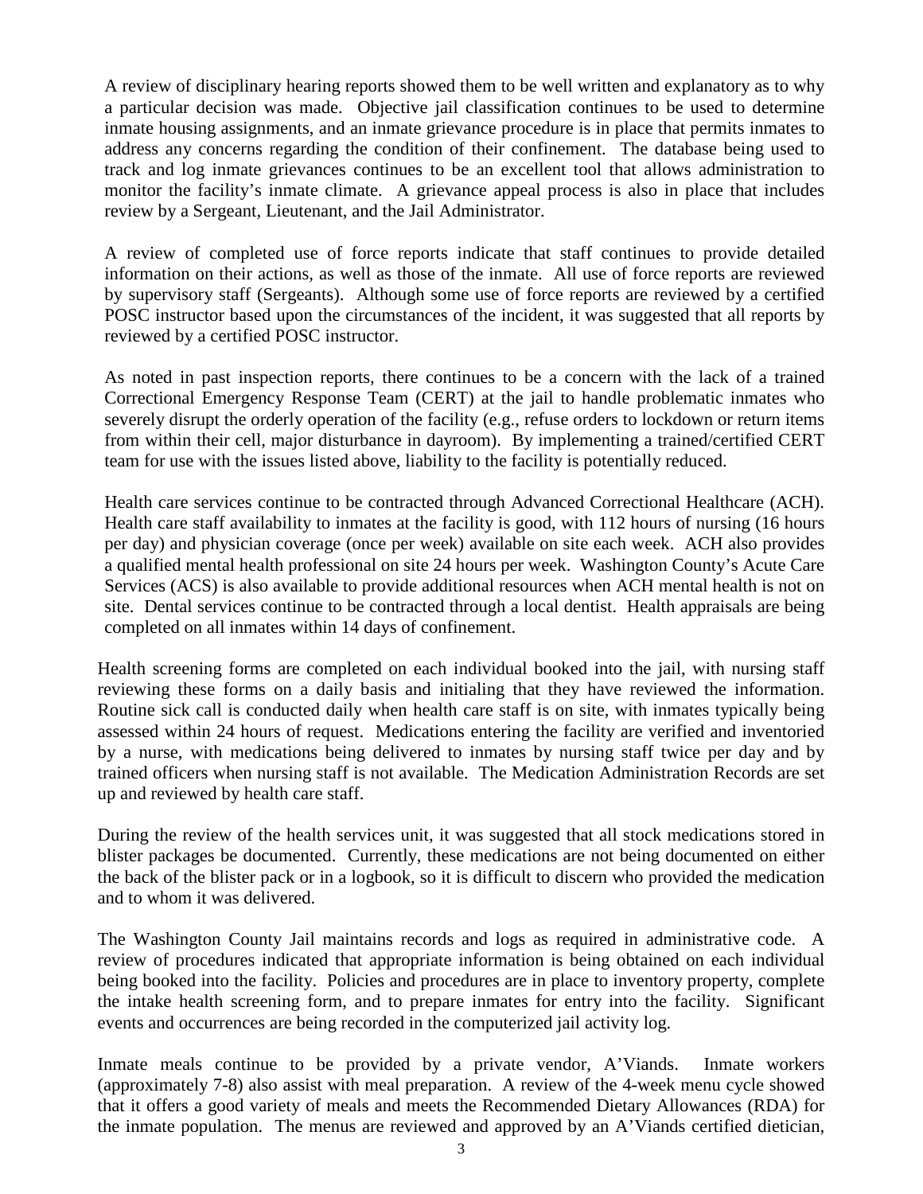A review of disciplinary hearing reports showed them to be well written and explanatory as to why a particular decision was made. Objective jail classification continues to be used to determine inmate housing assignments, and an inmate grievance procedure is in place that permits inmates to address any concerns regarding the condition of their confinement. The database being used to track and log inmate grievances continues to be an excellent tool that allows administration to monitor the facility's inmate climate. A grievance appeal process is also in place that includes review by a Sergeant, Lieutenant, and the Jail Administrator.

A review of completed use of force reports indicate that staff continues to provide detailed information on their actions, as well as those of the inmate. All use of force reports are reviewed by supervisory staff (Sergeants). Although some use of force reports are reviewed by a certified POSC instructor based upon the circumstances of the incident, it was suggested that all reports by reviewed by a certified POSC instructor.

As noted in past inspection reports, there continues to be a concern with the lack of a trained Correctional Emergency Response Team (CERT) at the jail to handle problematic inmates who severely disrupt the orderly operation of the facility (e.g., refuse orders to lockdown or return items from within their cell, major disturbance in dayroom). By implementing a trained/certified CERT team for use with the issues listed above, liability to the facility is potentially reduced.

Health care services continue to be contracted through Advanced Correctional Healthcare (ACH). Health care staff availability to inmates at the facility is good, with 112 hours of nursing (16 hours per day) and physician coverage (once per week) available on site each week. ACH also provides a qualified mental health professional on site 24 hours per week. Washington County's Acute Care Services (ACS) is also available to provide additional resources when ACH mental health is not on site. Dental services continue to be contracted through a local dentist. Health appraisals are being completed on all inmates within 14 days of confinement.

Health screening forms are completed on each individual booked into the jail, with nursing staff reviewing these forms on a daily basis and initialing that they have reviewed the information. Routine sick call is conducted daily when health care staff is on site, with inmates typically being assessed within 24 hours of request. Medications entering the facility are verified and inventoried by a nurse, with medications being delivered to inmates by nursing staff twice per day and by trained officers when nursing staff is not available. The Medication Administration Records are set up and reviewed by health care staff.

During the review of the health services unit, it was suggested that all stock medications stored in blister packages be documented. Currently, these medications are not being documented on either the back of the blister pack or in a logbook, so it is difficult to discern who provided the medication and to whom it was delivered.

The Washington County Jail maintains records and logs as required in administrative code. A review of procedures indicated that appropriate information is being obtained on each individual being booked into the facility. Policies and procedures are in place to inventory property, complete the intake health screening form, and to prepare inmates for entry into the facility. Significant events and occurrences are being recorded in the computerized jail activity log.

Inmate meals continue to be provided by a private vendor, A'Viands. Inmate workers (approximately 7-8) also assist with meal preparation. A review of the 4-week menu cycle showed that it offers a good variety of meals and meets the Recommended Dietary Allowances (RDA) for the inmate population. The menus are reviewed and approved by an A'Viands certified dietician,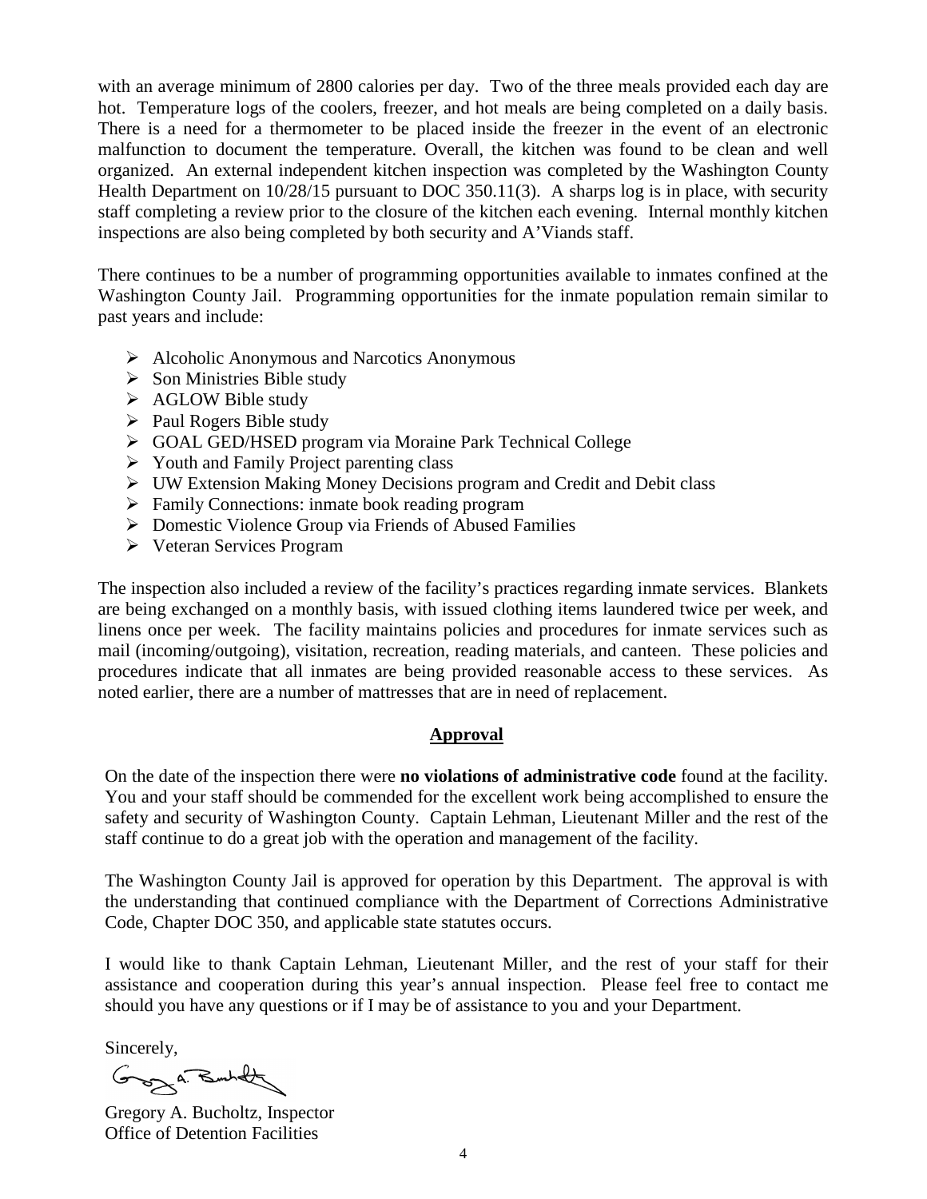with an average minimum of 2800 calories per day. Two of the three meals provided each day are hot. Temperature logs of the coolers, freezer, and hot meals are being completed on a daily basis. There is a need for a thermometer to be placed inside the freezer in the event of an electronic malfunction to document the temperature. Overall, the kitchen was found to be clean and well organized. An external independent kitchen inspection was completed by the Washington County Health Department on 10/28/15 pursuant to DOC 350.11(3). A sharps log is in place, with security staff completing a review prior to the closure of the kitchen each evening. Internal monthly kitchen inspections are also being completed by both security and A'Viands staff.

There continues to be a number of programming opportunities available to inmates confined at the Washington County Jail. Programming opportunities for the inmate population remain similar to past years and include:

- Alcoholic Anonymous and Narcotics Anonymous
- Son Ministries Bible study
- AGLOW Bible study
- Paul Rogers Bible study
- GOAL GED/HSED program via Moraine Park Technical College
- Youth and Family Project parenting class
- UW Extension Making Money Decisions program and Credit and Debit class
- Family Connections: inmate book reading program
- Domestic Violence Group via Friends of Abused Families
- Veteran Services Program

The inspection also included a review of the facility's practices regarding inmate services. Blankets are being exchanged on a monthly basis, with issued clothing items laundered twice per week, and linens once per week. The facility maintains policies and procedures for inmate services such as mail (incoming/outgoing), visitation, recreation, reading materials, and canteen. These policies and procedures indicate that all inmates are being provided reasonable access to these services. As noted earlier, there are a number of mattresses that are in need of replacement.

## Approval

On the date of the inspection there were **no violations of administrative code** found at the facility. You and your staff should be commended for the excellent work being accomplished to ensure the safety and security of Washington County. Captain Lehman, Lieutenant Miller and the rest of the staff continue to do a great job with the operation and management of the facility.

The Washington County Jail is approved for operation by this Department. The approval is with the understanding that continued compliance with the Department of Corrections Administrative Code, Chapter DOC 350, and applicable state statutes occurs.

I would like to thank Captain Lehman, Lieutenant Miller, and the rest of your staff for their assistance and cooperation during this year's annual inspection. Please feel free to contact me should you have any questions or if I may be of assistance to you and your Department.

Sincerely,

Gregory A. Bucholtz, Inspector
Office of Detention Facilities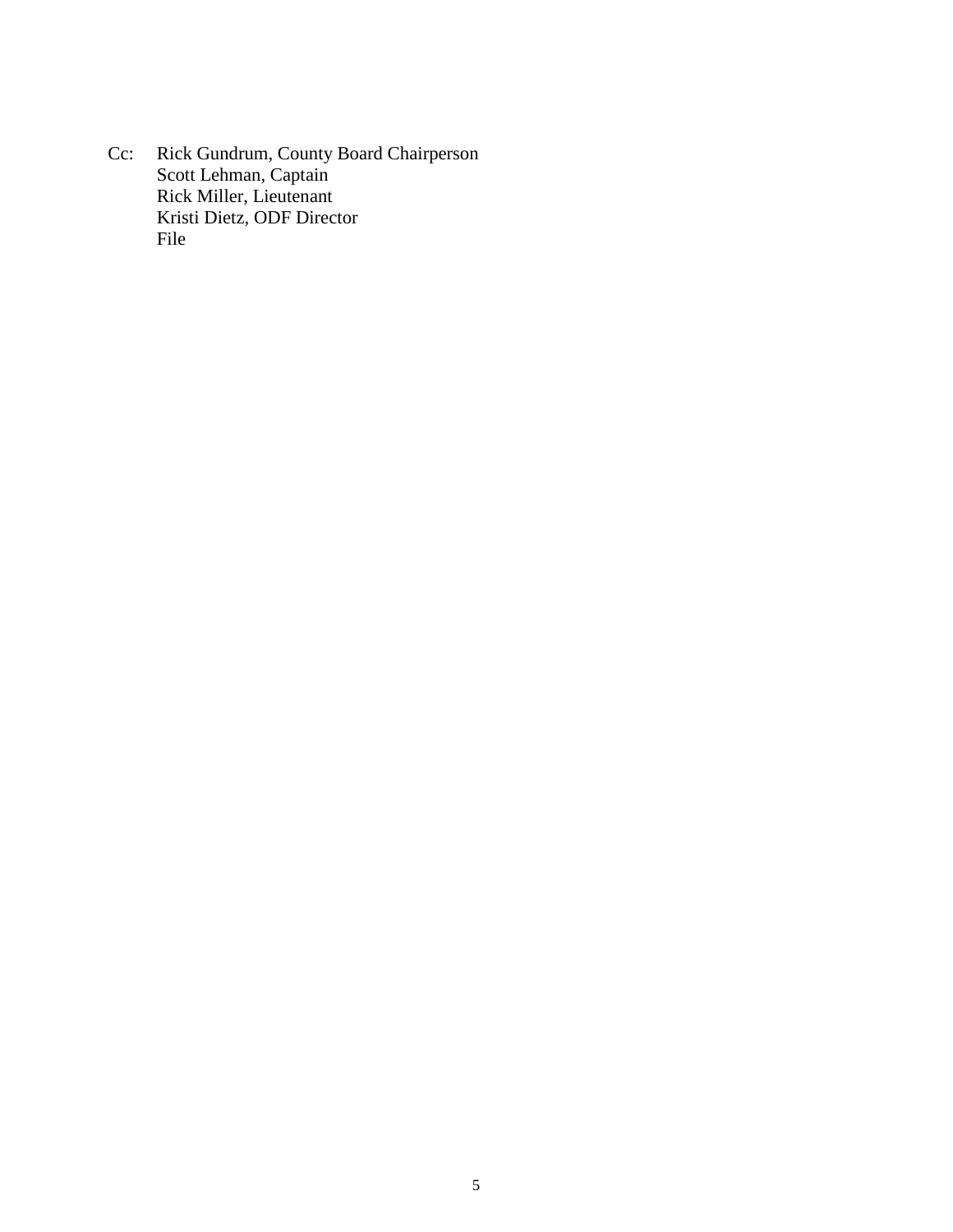Cc: Rick Gundrum, County Board Chairperson
Scott Lehman, Captain
Rick Miller, Lieutenant
Kristi Dietz, ODF Director
File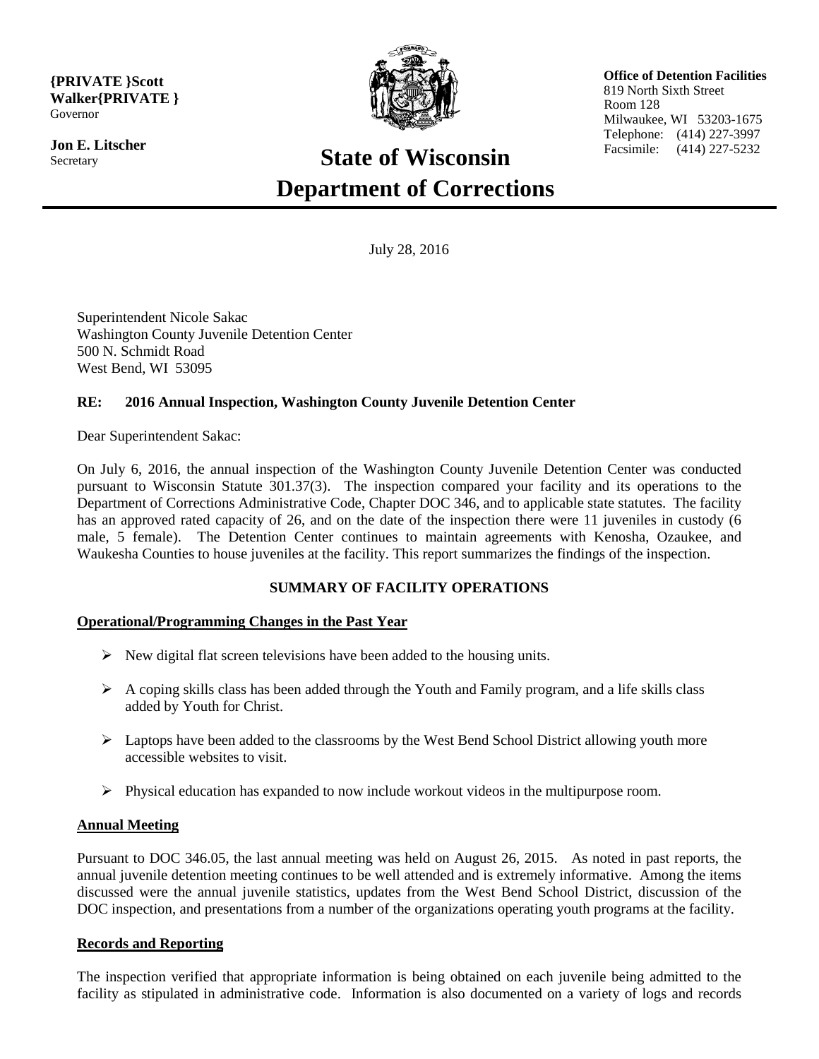{PRIVATE }Scott Walker{PRIVATE }
Governor

**Jon E. Litscher**
Secretary

# State of Wisconsin
# Department of Corrections

**Office of Detention Facilities**
819 North Sixth Street
Room 128
Milwaukee, WI 53203-1675
Telephone: (414) 227-3997
Facsimile: (414) 227-5232

July 28, 2016

Superintendent Nicole Sakac
Washington County Juvenile Detention Center
500 N. Schmidt Road
West Bend, WI 53095

**RE: 2016 Annual Inspection, Washington County Juvenile Detention Center**

Dear Superintendent Sakac:

On July 6, 2016, the annual inspection of the Washington County Juvenile Detention Center was conducted pursuant to Wisconsin Statute 301.37(3). The inspection compared your facility and its operations to the Department of Corrections Administrative Code, Chapter DOC 346, and to applicable state statutes. The facility has an approved rated capacity of 26, and on the date of the inspection there were 11 juveniles in custody (6 male, 5 female). The Detention Center continues to maintain agreements with Kenosha, Ozaukee, and Waukesha Counties to house juveniles at the facility. This report summarizes the findings of the inspection.

**SUMMARY OF FACILITY OPERATIONS**

**Operational/Programming Changes in the Past Year**

- New digital flat screen televisions have been added to the housing units.
- A coping skills class has been added through the Youth and Family program, and a life skills class added by Youth for Christ.
- Laptops have been added to the classrooms by the West Bend School District allowing youth more accessible websites to visit.
- Physical education has expanded to now include workout videos in the multipurpose room.

**Annual Meeting**

Pursuant to DOC 346.05, the last annual meeting was held on August 26, 2015. As noted in past reports, the annual juvenile detention meeting continues to be well attended and is extremely informative. Among the items discussed were the annual juvenile statistics, updates from the West Bend School District, discussion of the DOC inspection, and presentations from a number of the organizations operating youth programs at the facility.

**Records and Reporting**

The inspection verified that appropriate information is being obtained on each juvenile being admitted to the facility as stipulated in administrative code. Information is also documented on a variety of logs and records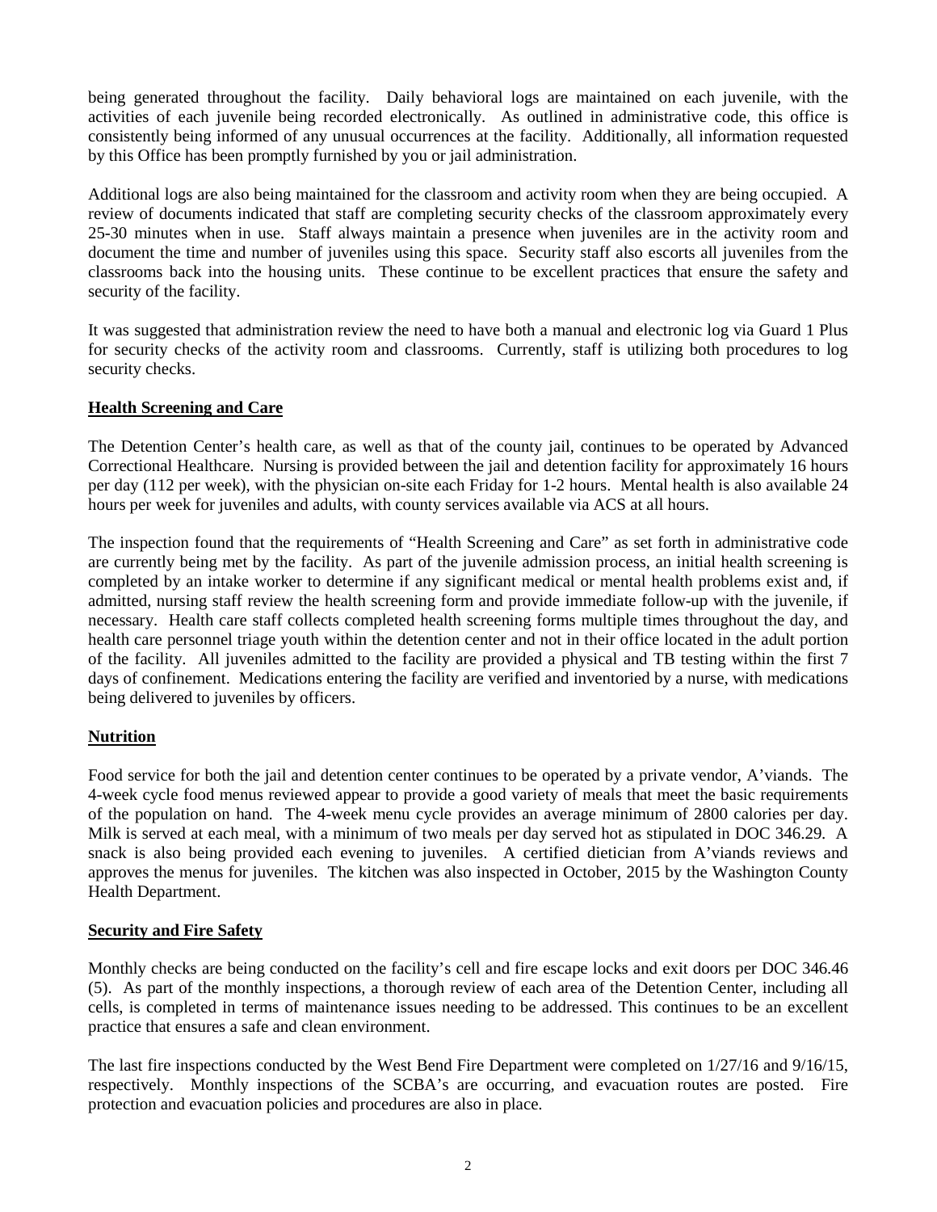being generated throughout the facility. Daily behavioral logs are maintained on each juvenile, with the activities of each juvenile being recorded electronically. As outlined in administrative code, this office is consistently being informed of any unusual occurrences at the facility. Additionally, all information requested by this Office has been promptly furnished by you or jail administration.

Additional logs are also being maintained for the classroom and activity room when they are being occupied. A review of documents indicated that staff are completing security checks of the classroom approximately every 25-30 minutes when in use. Staff always maintain a presence when juveniles are in the activity room and document the time and number of juveniles using this space. Security staff also escorts all juveniles from the classrooms back into the housing units. These continue to be excellent practices that ensure the safety and security of the facility.

It was suggested that administration review the need to have both a manual and electronic log via Guard 1 Plus for security checks of the activity room and classrooms. Currently, staff is utilizing both procedures to log security checks.

**Health Screening and Care**

The Detention Center's health care, as well as that of the county jail, continues to be operated by Advanced Correctional Healthcare. Nursing is provided between the jail and detention facility for approximately 16 hours per day (112 per week), with the physician on-site each Friday for 1-2 hours. Mental health is also available 24 hours per week for juveniles and adults, with county services available via ACS at all hours.

The inspection found that the requirements of "Health Screening and Care" as set forth in administrative code are currently being met by the facility. As part of the juvenile admission process, an initial health screening is completed by an intake worker to determine if any significant medical or mental health problems exist and, if admitted, nursing staff review the health screening form and provide immediate follow-up with the juvenile, if necessary. Health care staff collects completed health screening forms multiple times throughout the day, and health care personnel triage youth within the detention center and not in their office located in the adult portion of the facility. All juveniles admitted to the facility are provided a physical and TB testing within the first 7 days of confinement. Medications entering the facility are verified and inventoried by a nurse, with medications being delivered to juveniles by officers.

**Nutrition**

Food service for both the jail and detention center continues to be operated by a private vendor, A'viands. The 4-week cycle food menus reviewed appear to provide a good variety of meals that meet the basic requirements of the population on hand. The 4-week menu cycle provides an average minimum of 2800 calories per day. Milk is served at each meal, with a minimum of two meals per day served hot as stipulated in DOC 346.29. A snack is also being provided each evening to juveniles. A certified dietician from A'viands reviews and approves the menus for juveniles. The kitchen was also inspected in October, 2015 by the Washington County Health Department.

**Security and Fire Safety**

Monthly checks are being conducted on the facility's cell and fire escape locks and exit doors per DOC 346.46 (5). As part of the monthly inspections, a thorough review of each area of the Detention Center, including all cells, is completed in terms of maintenance issues needing to be addressed. This continues to be an excellent practice that ensures a safe and clean environment.

The last fire inspections conducted by the West Bend Fire Department were completed on 1/27/16 and 9/16/15, respectively. Monthly inspections of the SCBA's are occurring, and evacuation routes are posted. Fire protection and evacuation policies and procedures are also in place.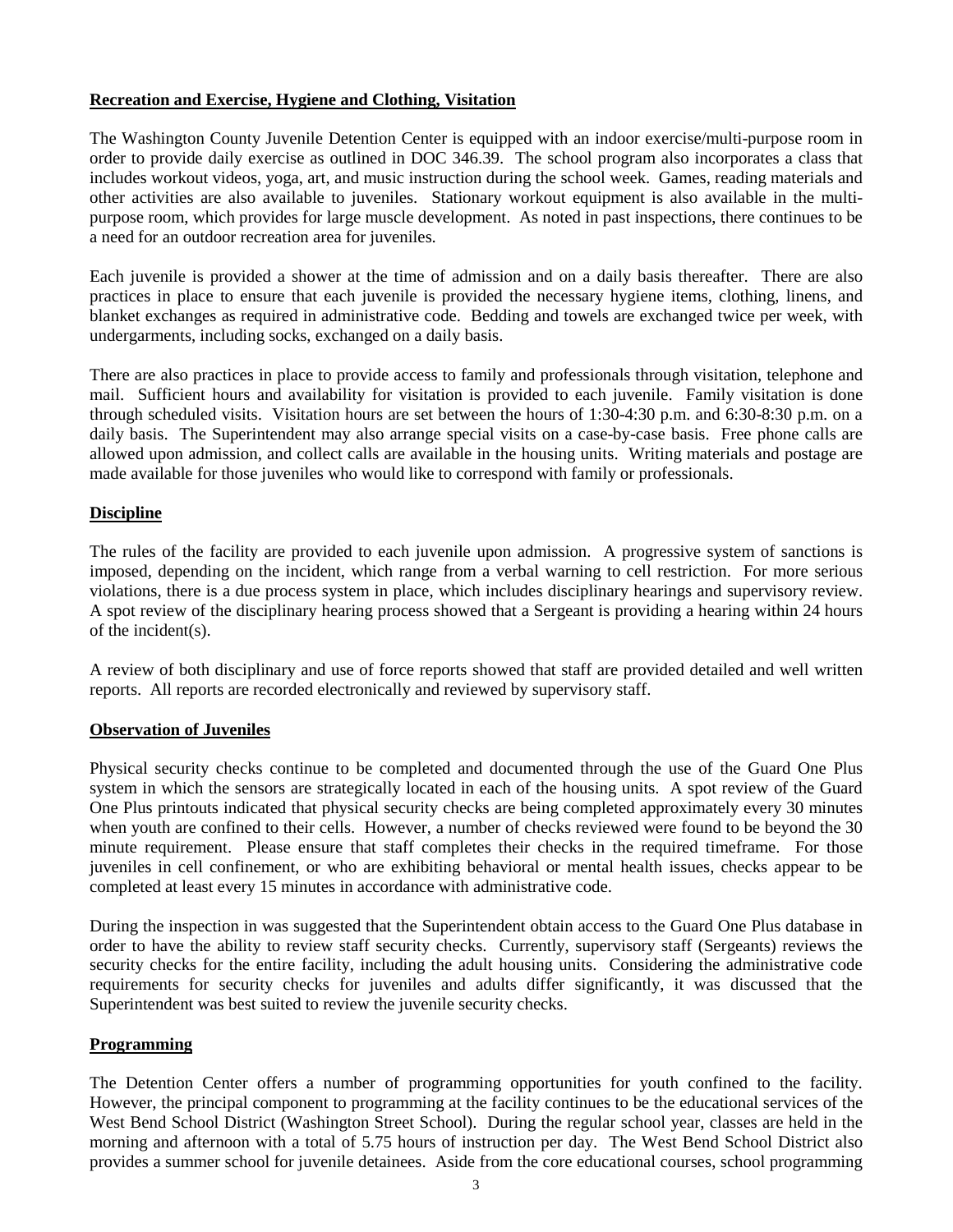**Recreation and Exercise, Hygiene and Clothing, Visitation**

The Washington County Juvenile Detention Center is equipped with an indoor exercise/multi-purpose room in order to provide daily exercise as outlined in DOC 346.39. The school program also incorporates a class that includes workout videos, yoga, art, and music instruction during the school week. Games, reading materials and other activities are also available to juveniles. Stationary workout equipment is also available in the multi-purpose room, which provides for large muscle development. As noted in past inspections, there continues to be a need for an outdoor recreation area for juveniles.

Each juvenile is provided a shower at the time of admission and on a daily basis thereafter. There are also practices in place to ensure that each juvenile is provided the necessary hygiene items, clothing, linens, and blanket exchanges as required in administrative code. Bedding and towels are exchanged twice per week, with undergarments, including socks, exchanged on a daily basis.

There are also practices in place to provide access to family and professionals through visitation, telephone and mail. Sufficient hours and availability for visitation is provided to each juvenile. Family visitation is done through scheduled visits. Visitation hours are set between the hours of 1:30-4:30 p.m. and 6:30-8:30 p.m. on a daily basis. The Superintendent may also arrange special visits on a case-by-case basis. Free phone calls are allowed upon admission, and collect calls are available in the housing units. Writing materials and postage are made available for those juveniles who would like to correspond with family or professionals.

**Discipline**

The rules of the facility are provided to each juvenile upon admission. A progressive system of sanctions is imposed, depending on the incident, which range from a verbal warning to cell restriction. For more serious violations, there is a due process system in place, which includes disciplinary hearings and supervisory review. A spot review of the disciplinary hearing process showed that a Sergeant is providing a hearing within 24 hours of the incident(s).

A review of both disciplinary and use of force reports showed that staff are provided detailed and well written reports. All reports are recorded electronically and reviewed by supervisory staff.

**Observation of Juveniles**

Physical security checks continue to be completed and documented through the use of the Guard One Plus system in which the sensors are strategically located in each of the housing units. A spot review of the Guard One Plus printouts indicated that physical security checks are being completed approximately every 30 minutes when youth are confined to their cells. However, a number of checks reviewed were found to be beyond the 30 minute requirement. Please ensure that staff completes their checks in the required timeframe. For those juveniles in cell confinement, or who are exhibiting behavioral or mental health issues, checks appear to be completed at least every 15 minutes in accordance with administrative code.

During the inspection in was suggested that the Superintendent obtain access to the Guard One Plus database in order to have the ability to review staff security checks. Currently, supervisory staff (Sergeants) reviews the security checks for the entire facility, including the adult housing units. Considering the administrative code requirements for security checks for juveniles and adults differ significantly, it was discussed that the Superintendent was best suited to review the juvenile security checks.

**Programming**

The Detention Center offers a number of programming opportunities for youth confined to the facility. However, the principal component to programming at the facility continues to be the educational services of the West Bend School District (Washington Street School). During the regular school year, classes are held in the morning and afternoon with a total of 5.75 hours of instruction per day. The West Bend School District also provides a summer school for juvenile detainees. Aside from the core educational courses, school programming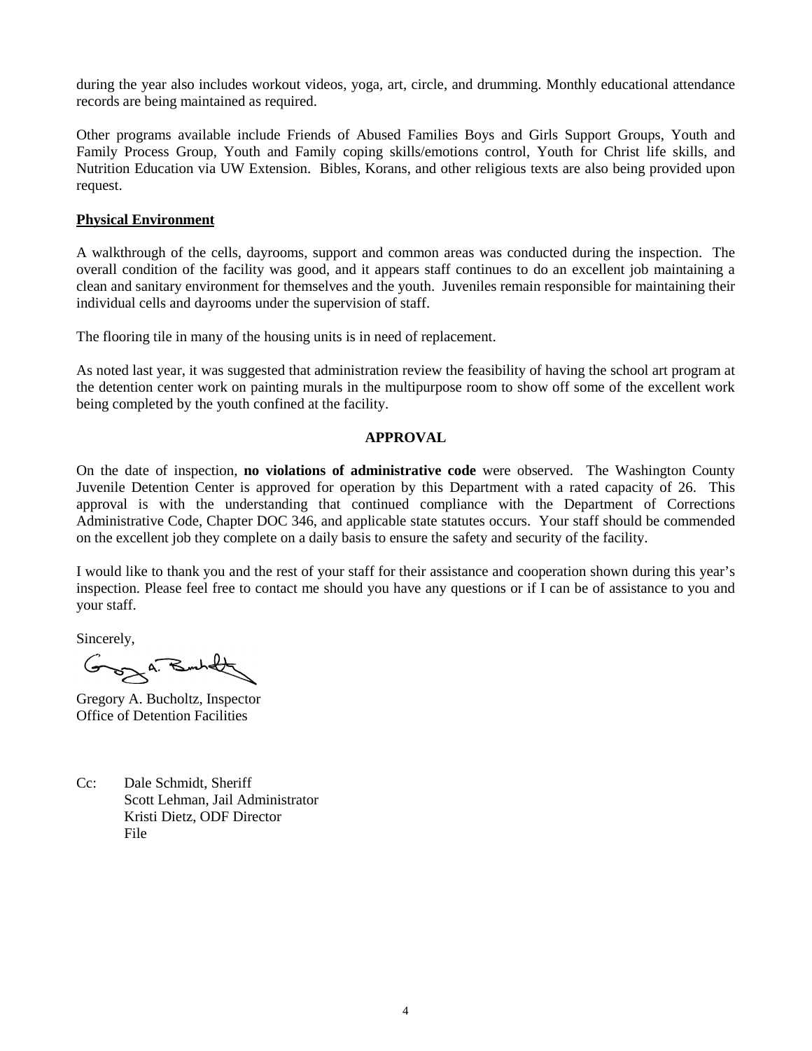during the year also includes workout videos, yoga, art, circle, and drumming. Monthly educational attendance records are being maintained as required.

Other programs available include Friends of Abused Families Boys and Girls Support Groups, Youth and Family Process Group, Youth and Family coping skills/emotions control, Youth for Christ life skills, and Nutrition Education via UW Extension. Bibles, Korans, and other religious texts are also being provided upon request.

**Physical Environment**

A walkthrough of the cells, dayrooms, support and common areas was conducted during the inspection. The overall condition of the facility was good, and it appears staff continues to do an excellent job maintaining a clean and sanitary environment for themselves and the youth. Juveniles remain responsible for maintaining their individual cells and dayrooms under the supervision of staff.

The flooring tile in many of the housing units is in need of replacement.

As noted last year, it was suggested that administration review the feasibility of having the school art program at the detention center work on painting murals in the multipurpose room to show off some of the excellent work being completed by the youth confined at the facility.

## APPROVAL

On the date of inspection, **no violations of administrative code** were observed. The Washington County Juvenile Detention Center is approved for operation by this Department with a rated capacity of 26. This approval is with the understanding that continued compliance with the Department of Corrections Administrative Code, Chapter DOC 346, and applicable state statutes occurs. Your staff should be commended on the excellent job they complete on a daily basis to ensure the safety and security of the facility.

I would like to thank you and the rest of your staff for their assistance and cooperation shown during this year's inspection. Please feel free to contact me should you have any questions or if I can be of assistance to you and your staff.

Sincerely,

Gregory A. Bucholtz, Inspector
Office of Detention Facilities

Cc: Dale Schmidt, Sheriff
Scott Lehman, Jail Administrator
Kristi Dietz, ODF Director
File